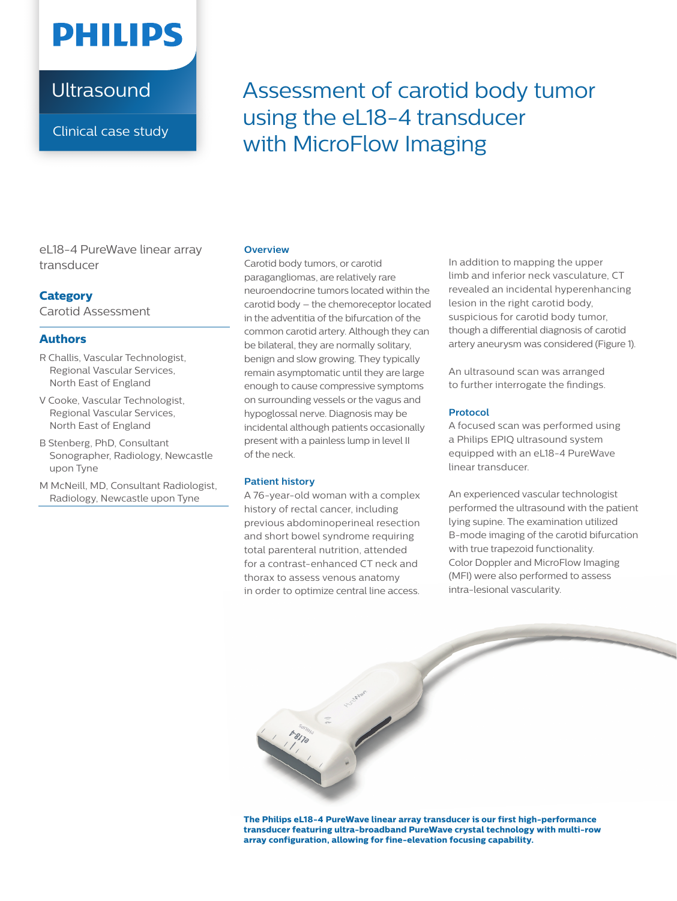PHILIPS

Ultrasound

Clinical case study

# Assessment of carotid body tumor using the eL18-4 transducer with MicroFlow Imaging

eL18-4 PureWave linear array transducer

### Category

Carotid Assessment

### Authors

R Challis, Vascular Technologist, Regional Vascular Services, North East of England

V Cooke, Vascular Technologist, Regional Vascular Services, North East of England

B Stenberg, PhD, Consultant Sonographer, Radiology, Newcastle upon Tyne

M McNeill, MD, Consultant Radiologist, Radiology, Newcastle upon Tyne

## Overview

Carotid body tumors, or carotid paragangliomas, are relatively rare neuroendocrine tumors located within the carotid body – the chemoreceptor located in the adventitia of the bifurcation of the common carotid artery. Although they can be bilateral, they are normally solitary, benign and slow growing. They typically remain asymptomatic until they are large enough to cause compressive symptoms on surrounding vessels or the vagus and hypoglossal nerve. Diagnosis may be incidental although patients occasionally present with a painless lump in level II of the neck.

## Patient history

A 76-year-old woman with a complex history of rectal cancer, including previous abdominoperineal resection and short bowel syndrome requiring total parenteral nutrition, attended for a contrast-enhanced CT neck and thorax to assess venous anatomy in order to optimize central line access.

In addition to mapping the upper limb and inferior neck vasculature, CT revealed an incidental hyperenhancing lesion in the right carotid body, suspicious for carotid body tumor, though a differential diagnosis of carotid artery aneurysm was considered (Figure 1).

An ultrasound scan was arranged to further interrogate the findings.

## Protocol

A focused scan was performed using a Philips EPIQ ultrasound system equipped with an eL18-4 PureWave linear transducer.

An experienced vascular technologist performed the ultrasound with the patient lying supine. The examination utilized B-mode imaging of the carotid bifurcation with true trapezoid functionality. Color Doppler and MicroFlow Imaging (MFI) were also performed to assess intra-lesional vascularity.

**The Philips eL18-4 PureWave linear array transducer is our first high-performance transducer featuring ultra-broadband PureWave crystal technology with multi-row array configuration, allowing for fine-elevation focusing capability.**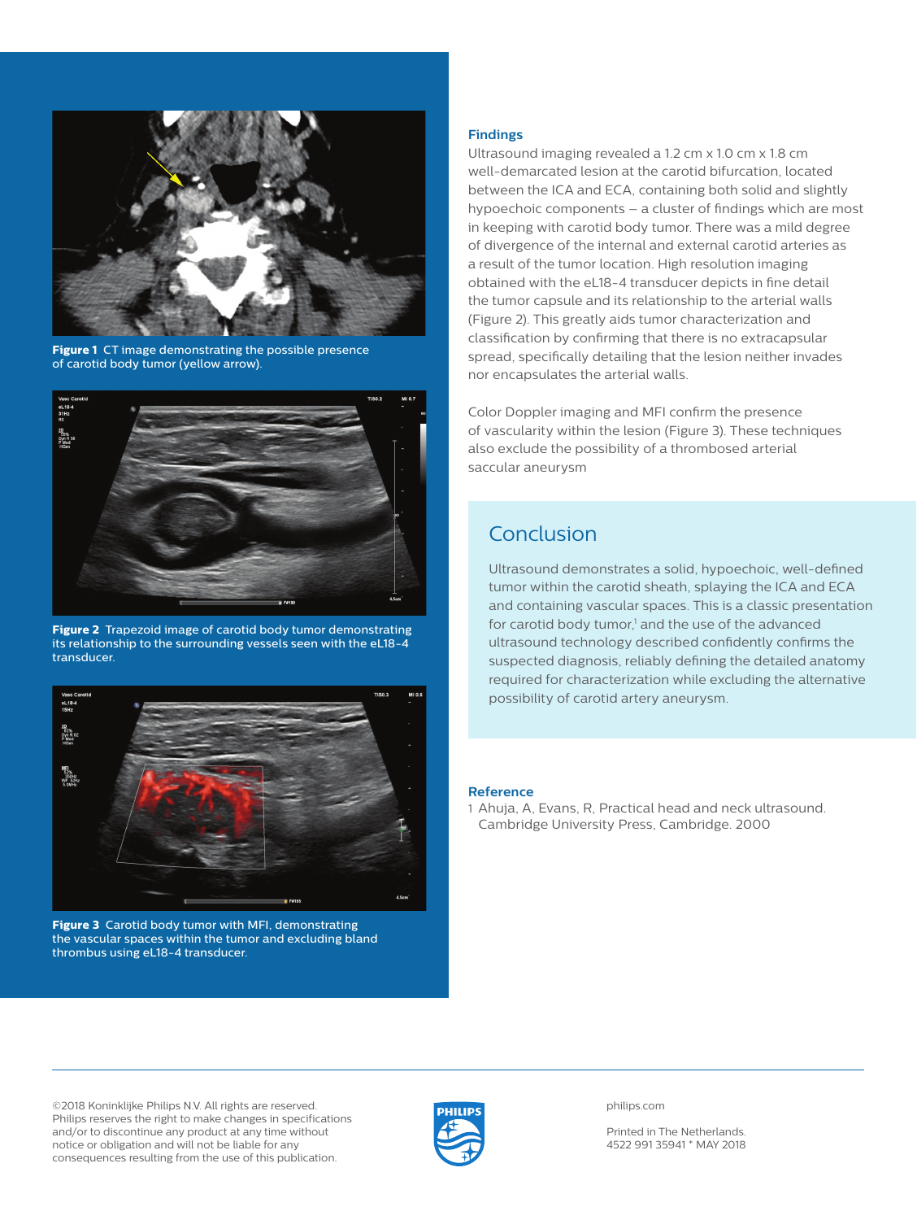**Figure 1** CT image demonstrating the possible presence of carotid body tumor (yellow arrow).

**Figure 2** Trapezoid image of carotid body tumor demonstrating its relationship to the surrounding vessels seen with the eL18-4 transducer.

**Figure 3** Carotid body tumor with MFI, demonstrating the vascular spaces within the tumor and excluding bland thrombus using eL18-4 transducer.

### Findings

Ultrasound imaging revealed a 1.2 cm x 1.0 cm x 1.8 cm well-demarcated lesion at the carotid bifurcation, located between the ICA and ECA, containing both solid and slightly hypoechoic components – a cluster of findings which are most in keeping with carotid body tumor. There was a mild degree of divergence of the internal and external carotid arteries as a result of the tumor location. High resolution imaging obtained with the eL18-4 transducer depicts in fine detail the tumor capsule and its relationship to the arterial walls (Figure 2). This greatly aids tumor characterization and classification by confirming that there is no extracapsular spread, specifically detailing that the lesion neither invades nor encapsulates the arterial walls.

Color Doppler imaging and MFI confirm the presence of vascularity within the lesion (Figure 3). These techniques also exclude the possibility of a thrombosed arterial saccular aneurysm

## Conclusion

Ultrasound demonstrates a solid, hypoechoic, well-defined tumor within the carotid sheath, splaying the ICA and ECA and containing vascular spaces. This is a classic presentation for carotid body tumor,[1] and the use of the advanced ultrasound technology described confidently confirms the suspected diagnosis, reliably defining the detailed anatomy required for characterization while excluding the alternative possibility of carotid artery aneurysm.

### Reference

1 Ahuja, A, Evans, R, Practical head and neck ultrasound. Cambridge University Press, Cambridge. 2000

©2018 Koninklijke Philips N.V. All rights are reserved. Philips reserves the right to make changes in specifications and/or to discontinue any product at any time without notice or obligation and will not be liable for any consequences resulting from the use of this publication.

philips.com

Printed in The Netherlands.
4522 991 35941 * MAY 2018